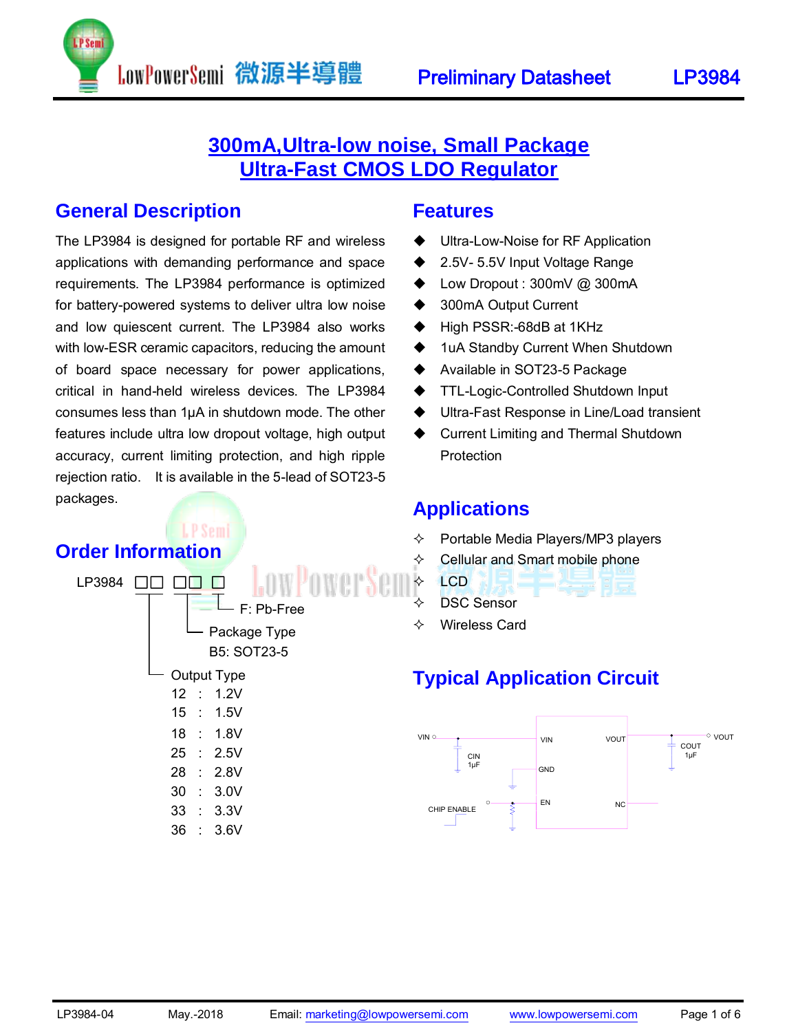# 300mA,Ultra-low noise, Small Package Ultra-Fast CMOS LDO Regulator

## General Description

The LP3984 is designed for portable RF and wireless applications with demanding performance and space requirements. The LP3984 performance is optimized for battery-powered systems to deliver ultra low noise and low quiescent current. The LP3984 also works with low-ESR ceramic capacitors, reducing the amount of board space necessary for power applications, critical in hand-held wireless devices. The LP3984 consumes less than 1μA in shutdown mode. The other features include ultra low dropout voltage, high output accuracy, current limiting protection, and high ripple rejection ratio.  It is available in the 5-lead of SOT23-5 packages.

## Order Information

LP3984 □□ □□ □

- F: Pb-Free
- Package Type
  - B5: SOT23-5
- Output Type
  - 12 : 1.2V
  - 15 : 1.5V
  - 18 : 1.8V
  - 25 : 2.5V
  - 28 : 2.8V
  - 30 : 3.0V
  - 33 : 3.3V
  - 36 : 3.6V

## Features

- Ultra-Low-Noise for RF Application
- 2.5V- 5.5V Input Voltage Range
- Low Dropout : 300mV @ 300mA
- 300mA Output Current
- High PSSR:-68dB at 1KHz
- 1uA Standby Current When Shutdown
- Available in SOT23-5 Package
- TTL-Logic-Controlled Shutdown Input
- Ultra-Fast Response in Line/Load transient
- Current Limiting and Thermal Shutdown Protection

## Applications

- Portable Media Players/MP3 players
- Cellular and Smart mobile phone
- LCD
- DSC Sensor
- Wireless Card

## Typical Application Circuit

VIN, CIN 1μF, GND, CHIP ENABLE, EN, VOUT, COUT 1μF, NC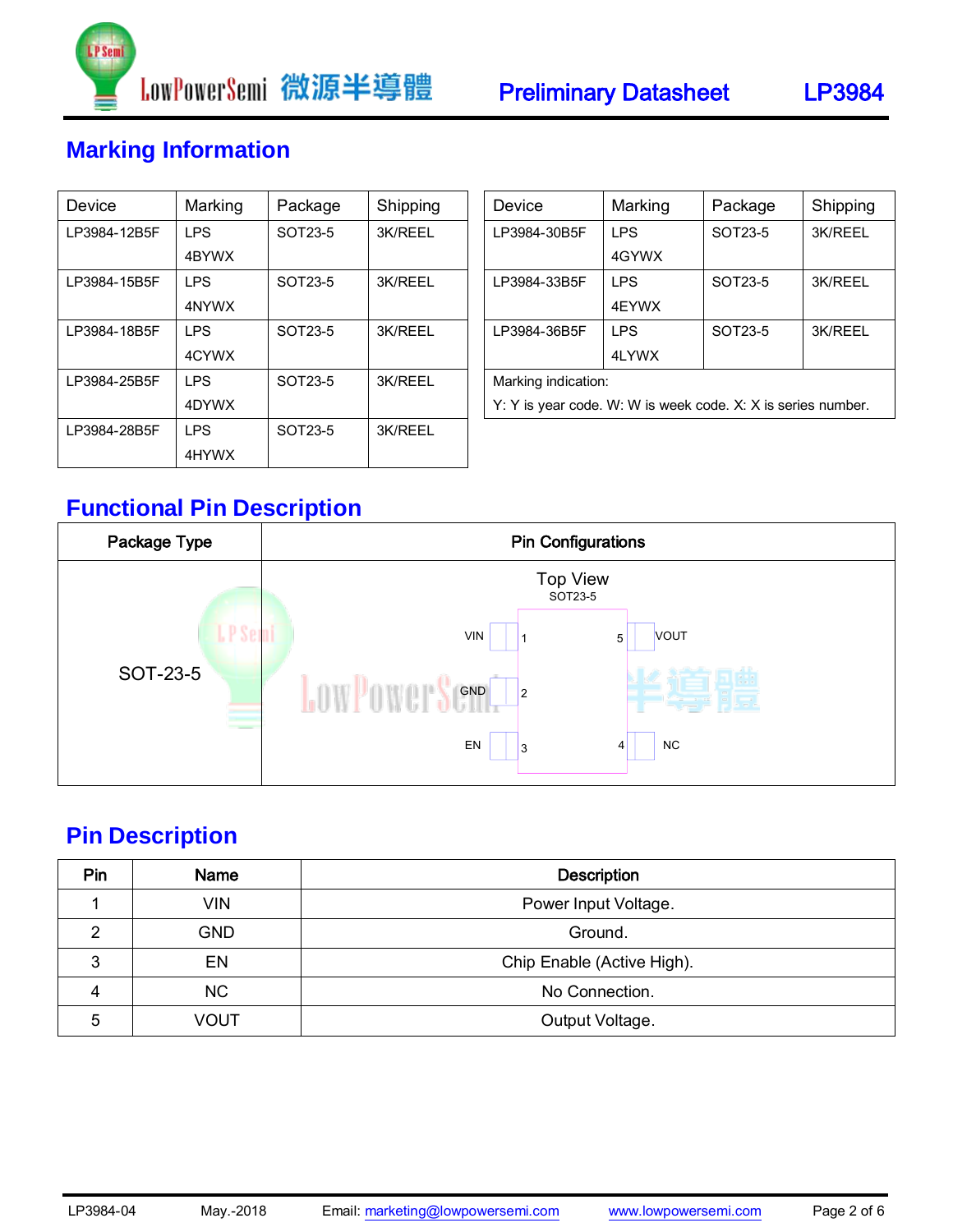## Marking Information

| Device | Marking | Package | Shipping |
|---|---|---|---|
| LP3984-12B5F | LPS 4BYWX | SOT23-5 | 3K/REEL |
| LP3984-15B5F | LPS 4NYWX | SOT23-5 | 3K/REEL |
| LP3984-18B5F | LPS 4CYWX | SOT23-5 | 3K/REEL |
| LP3984-25B5F | LPS 4DYWX | SOT23-5 | 3K/REEL |
| LP3984-28B5F | LPS 4HYWX | SOT23-5 | 3K/REEL |
| LP3984-30B5F | LPS 4GYWX | SOT23-5 | 3K/REEL |
| LP3984-33B5F | LPS 4EYWX | SOT23-5 | 3K/REEL |
| LP3984-36B5F | LPS 4LYWX | SOT23-5 | 3K/REEL |

Marking indication:
Y: Y is year code. W: W is week code. X: X is series number.

## Functional Pin Description

| Package Type | Pin Configurations |
|---|---|
| SOT-23-5 | Top View SOT23-5: VIN 1, GND 2, EN 3, NC 4, VOUT 5 |

## Pin Description

| Pin | Name | Description |
|---|---|---|
| 1 | VIN | Power Input Voltage. |
| 2 | GND | Ground. |
| 3 | EN | Chip Enable (Active High). |
| 4 | NC | No Connection. |
| 5 | VOUT | Output Voltage. |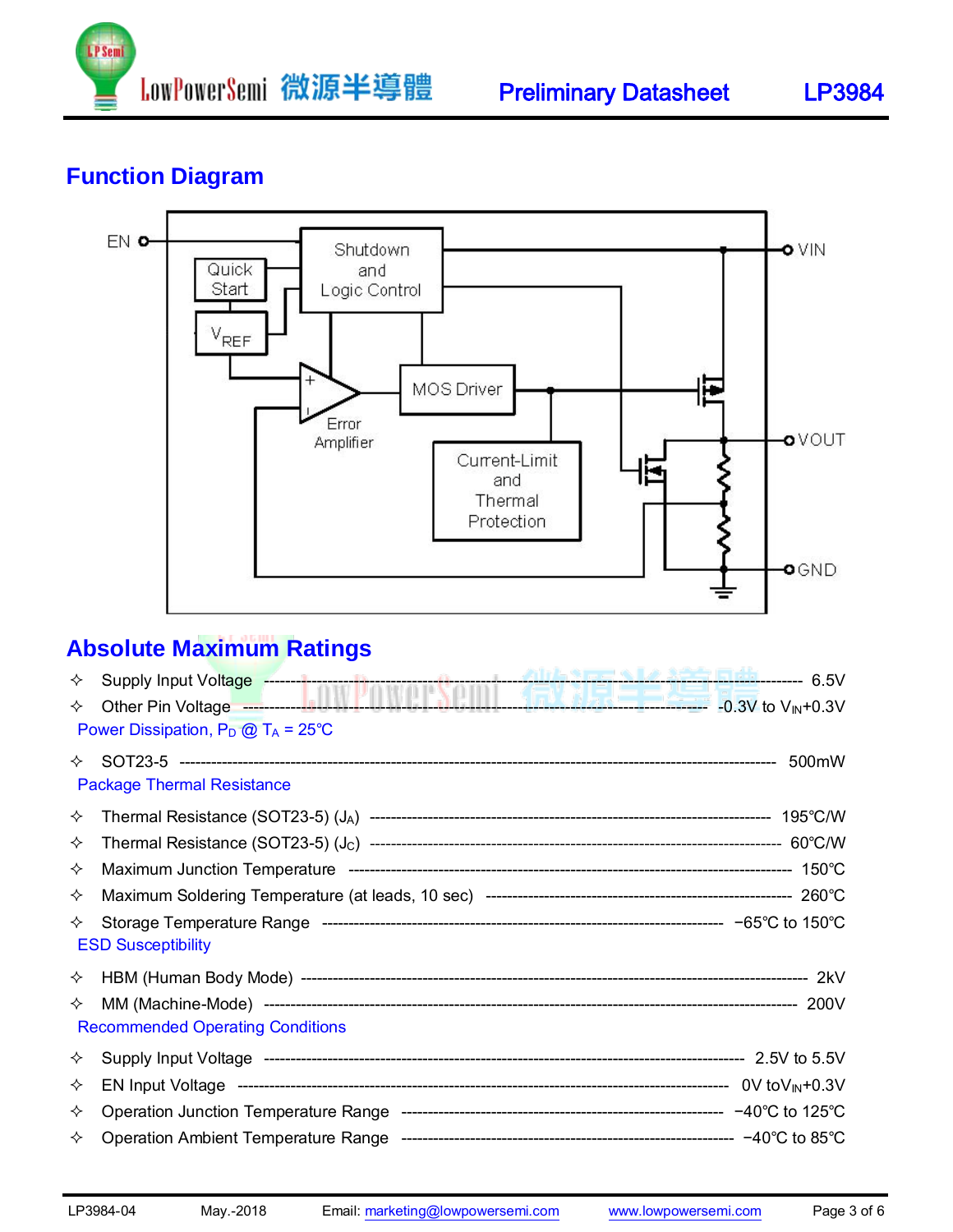## Function Diagram

## Absolute Maximum Ratings

- Supply Input Voltage ---------------------------------------- 6.5V
- Other Pin Voltage ---------------------------------------- -0.3V to $V_{IN}$+0.3V

Power Dissipation, $P_D$ @ $T_A$ = 25℃

- SOT23-5 ---------------------------------------- 500mW

Package Thermal Resistance

- Thermal Resistance (SOT23-5) ($J_A$) ---------------------------------------- 195℃/W
- Thermal Resistance (SOT23-5) ($J_C$) ---------------------------------------- 60℃/W
- Maximum Junction Temperature ---------------------------------------- 150℃
- Maximum Soldering Temperature (at leads, 10 sec) ---------------------------------------- 260℃
- Storage Temperature Range ---------------------------------------- −65℃ to 150℃

ESD Susceptibility

- HBM (Human Body Mode) ---------------------------------------- 2kV
- MM (Machine-Mode) ---------------------------------------- 200V

Recommended Operating Conditions

- Supply Input Voltage ---------------------------------------- 2.5V to 5.5V
- EN Input Voltage ---------------------------------------- 0V to$V_{IN}$+0.3V
- Operation Junction Temperature Range ---------------------------------------- −40℃ to 125℃
- Operation Ambient Temperature Range ---------------------------------------- −40℃ to 85℃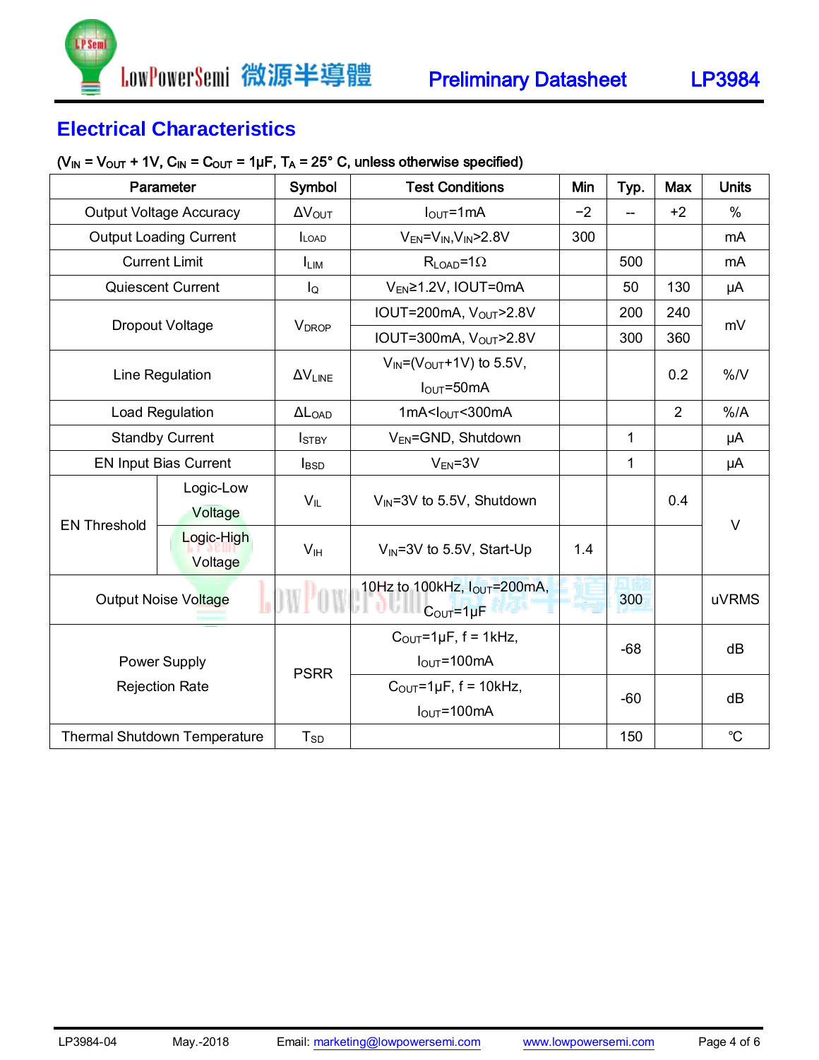## Electrical Characteristics

($V_{IN}$ = $V_{OUT}$ + 1V, $C_{IN}$ = $C_{OUT}$ = 1μF, $T_A$ = 25° C, unless otherwise specified)

| Parameter | | Symbol | Test Conditions | Min | Typ. | Max | Units |
|---|---|---|---|---|---|---|---|
| Output Voltage Accuracy | | $\Delta V_{OUT}$ | $I_{OUT}$=1mA | −2 | -- | +2 | % |
| Output Loading Current | | $I_{LOAD}$ | $V_{EN}$=$V_{IN}$,$V_{IN}$>2.8V | 300 | | | mA |
| Current Limit | | $I_{LIM}$ | $R_{LOAD}$=1Ω | | 500 | | mA |
| Quiescent Current | | $I_Q$ | $V_{EN}$≥1.2V, IOUT=0mA | | 50 | 130 | μA |
| Dropout Voltage | | $V_{DROP}$ | IOUT=200mA, $V_{OUT}$>2.8V | | 200 | 240 | mV |
| | | | IOUT=300mA, $V_{OUT}$>2.8V | | 300 | 360 | |
| Line Regulation | | $\Delta V_{LINE}$ | $V_{IN}$=($V_{OUT}$+1V) to 5.5V, $I_{OUT}$=50mA | | | 0.2 | %/V |
| Load Regulation | | $\Delta L_{OAD}$ | 1mA<$I_{OUT}$<300mA | | | 2 | %/A |
| Standby Current | | $I_{STBY}$ | $V_{EN}$=GND, Shutdown | | 1 | | μA |
| EN Input Bias Current | | $I_{BSD}$ | $V_{EN}$=3V | | 1 | | μA |
| EN Threshold | Logic-Low Voltage | $V_{IL}$ | $V_{IN}$=3V to 5.5V, Shutdown | | | 0.4 | V |
| | Logic-High Voltage | $V_{IH}$ | $V_{IN}$=3V to 5.5V, Start-Up | 1.4 | | | |
| Output Noise Voltage | | | 10Hz to 100kHz, $I_{OUT}$=200mA, $C_{OUT}$=1μF | | 300 | | uVRMS |
| Power Supply Rejection Rate | | PSRR | $C_{OUT}$=1μF, f = 1kHz, $I_{OUT}$=100mA | | -68 | | dB |
| | | | $C_{OUT}$=1μF, f = 10kHz, $I_{OUT}$=100mA | | -60 | | dB |
| Thermal Shutdown Temperature | | $T_{SD}$ | | | 150 | | ℃ |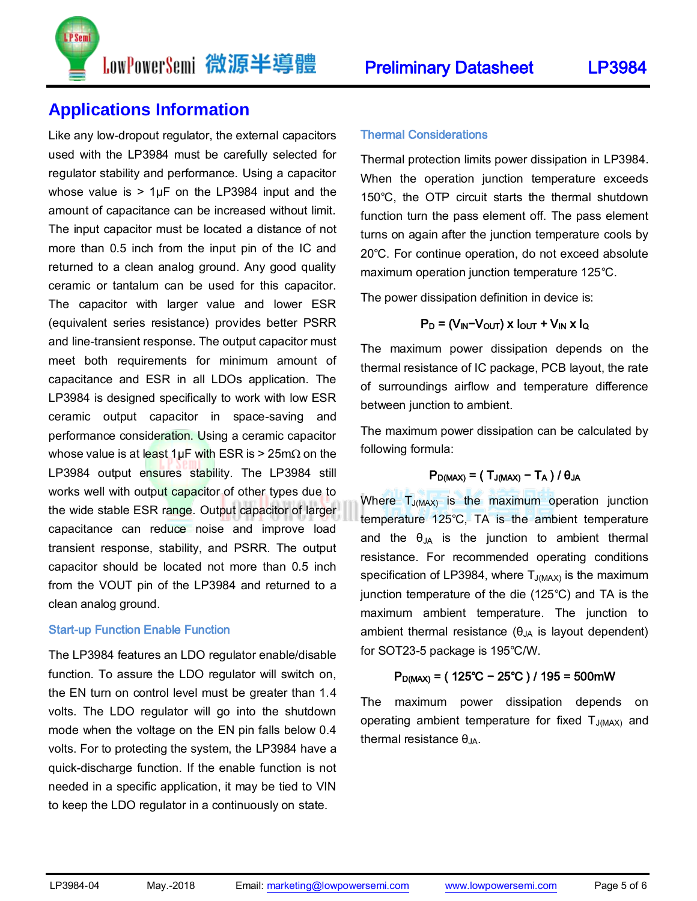## Applications Information

Like any low-dropout regulator, the external capacitors used with the LP3984 must be carefully selected for regulator stability and performance. Using a capacitor whose value is > 1μF on the LP3984 input and the amount of capacitance can be increased without limit. The input capacitor must be located a distance of not more than 0.5 inch from the input pin of the IC and returned to a clean analog ground. Any good quality ceramic or tantalum can be used for this capacitor. The capacitor with larger value and lower ESR (equivalent series resistance) provides better PSRR and line-transient response. The output capacitor must meet both requirements for minimum amount of capacitance and ESR in all LDOs application. The LP3984 is designed specifically to work with low ESR ceramic output capacitor in space-saving and performance consideration. Using a ceramic capacitor whose value is at least 1μF with ESR is > 25mΩ on the LP3984 output ensures stability. The LP3984 still works well with output capacitor of other types due to the wide stable ESR range. Output capacitor of larger capacitance can reduce noise and improve load transient response, stability, and PSRR. The output capacitor should be located not more than 0.5 inch from the VOUT pin of the LP3984 and returned to a clean analog ground.

### Start-up Function Enable Function

The LP3984 features an LDO regulator enable/disable function. To assure the LDO regulator will switch on, the EN turn on control level must be greater than 1.4 volts. The LDO regulator will go into the shutdown mode when the voltage on the EN pin falls below 0.4 volts. For to protecting the system, the LP3984 have a quick-discharge function. If the enable function is not needed in a specific application, it may be tied to VIN to keep the LDO regulator in a continuously on state.

### Thermal Considerations

Thermal protection limits power dissipation in LP3984. When the operation junction temperature exceeds 150°C, the OTP circuit starts the thermal shutdown function turn the pass element off. The pass element turns on again after the junction temperature cools by 20°C. For continue operation, do not exceed absolute maximum operation junction temperature 125°C.

The power dissipation definition in device is:

$$P_D = (V_{IN} - V_{OUT}) \times I_{OUT} + V_{IN} \times I_Q$$

The maximum power dissipation depends on the thermal resistance of IC package, PCB layout, the rate of surroundings airflow and temperature difference between junction to ambient.

The maximum power dissipation can be calculated by following formula:

$$P_{D(MAX)} = ( T_{J(MAX)} - T_A ) / \theta_{JA}$$

Where $T_{J(MAX)}$ is the maximum operation junction temperature 125°C, TA is the ambient temperature and the $\theta_{JA}$ is the junction to ambient thermal resistance. For recommended operating conditions specification of LP3984, where $T_{J(MAX)}$ is the maximum junction temperature of the die (125°C) and TA is the maximum ambient temperature. The junction to ambient thermal resistance ($\theta_{JA}$ is layout dependent) for SOT23-5 package is 195°C/W.

$$P_{D(MAX)} = ( 125°C - 25°C ) / 195 = 500mW$$

The maximum power dissipation depends on operating ambient temperature for fixed $T_{J(MAX)}$ and thermal resistance $\theta_{JA}$.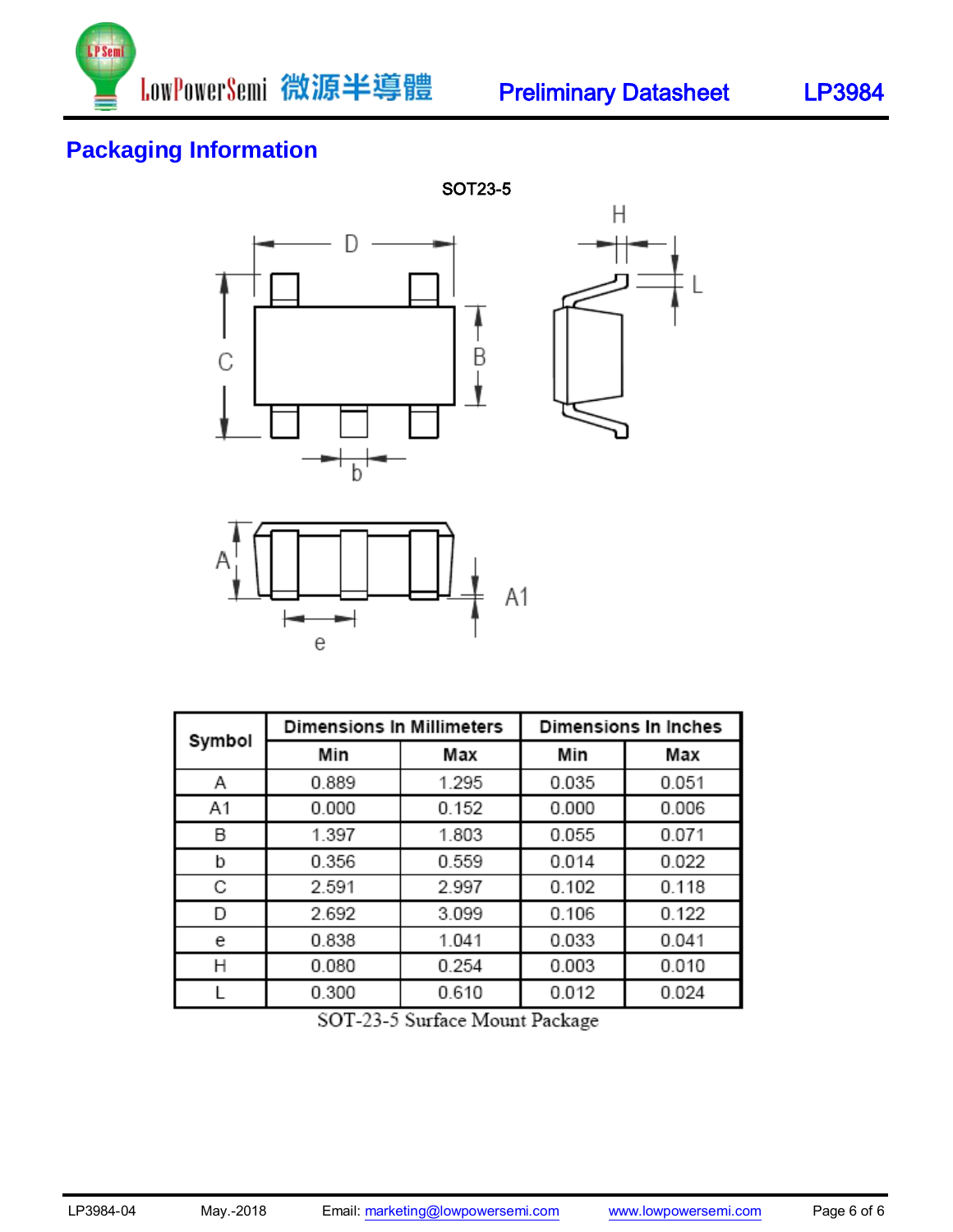## Packaging Information

SOT23-5

| Symbol | Dimensions In Millimeters | | Dimensions In Inches | |
|---|---|---|---|---|
| | Min | Max | Min | Max |
| A | 0.889 | 1.295 | 0.035 | 0.051 |
| A1 | 0.000 | 0.152 | 0.000 | 0.006 |
| B | 1.397 | 1.803 | 0.055 | 0.071 |
| b | 0.356 | 0.559 | 0.014 | 0.022 |
| C | 2.591 | 2.997 | 0.102 | 0.118 |
| D | 2.692 | 3.099 | 0.106 | 0.122 |
| e | 0.838 | 1.041 | 0.033 | 0.041 |
| H | 0.080 | 0.254 | 0.003 | 0.010 |
| L | 0.300 | 0.610 | 0.012 | 0.024 |

SOT-23-5 Surface Mount Package